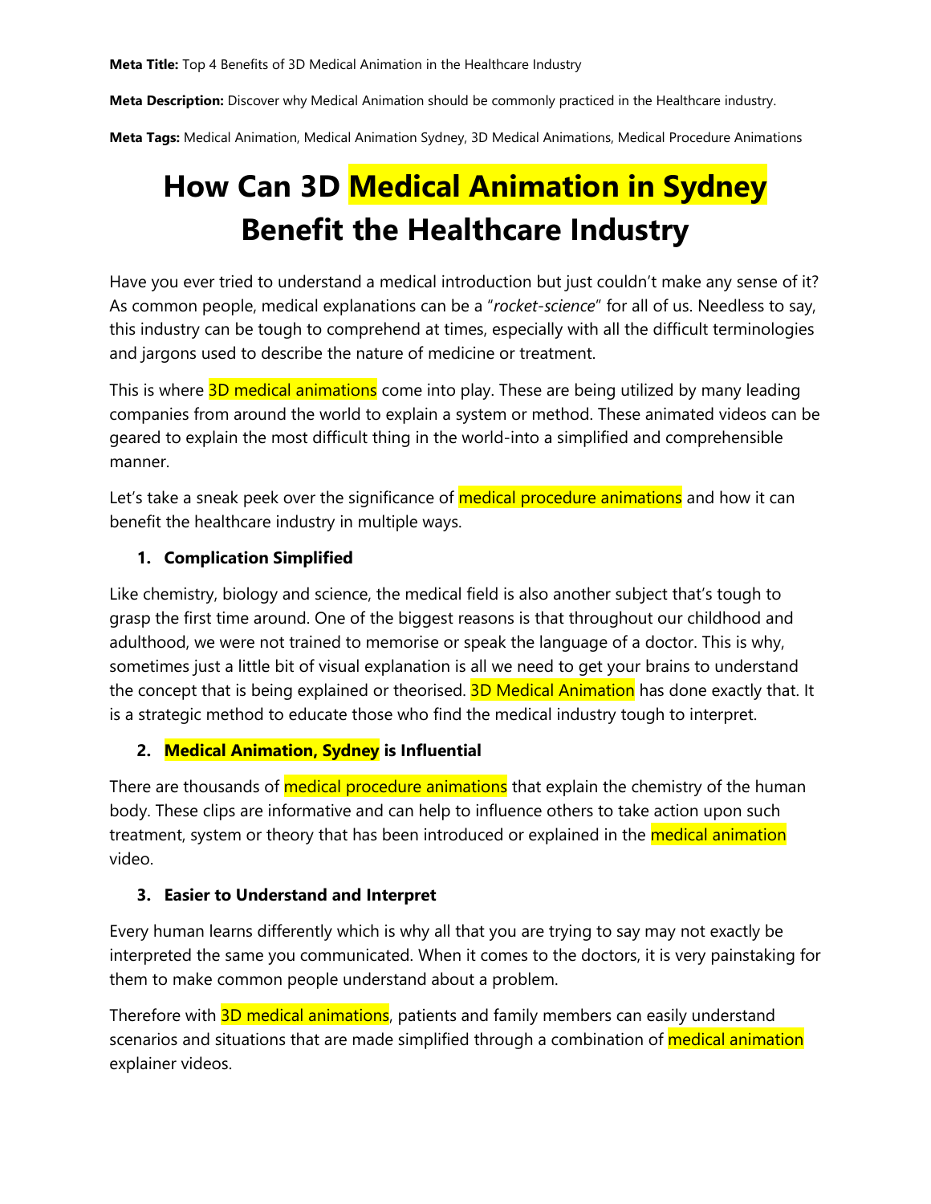**Meta Title:** Top 4 Benefits of 3D Medical Animation in the Healthcare Industry

**Meta Description:** Discover why Medical Animation should be commonly practiced in the Healthcare industry.

**Meta Tags:** Medical Animation, Medical Animation Sydney, 3D Medical Animations, Medical Procedure Animations

# How Can 3D Medical Animation in Sydney Benefit the Healthcare Industry

Have you ever tried to understand a medical introduction but just couldn't make any sense of it? As common people, medical explanations can be a "*rocket-science*" for all of us. Needless to say, this industry can be tough to comprehend at times, especially with all the difficult terminologies and jargons used to describe the nature of medicine or treatment.

This is where 3D medical animations come into play. These are being utilized by many leading companies from around the world to explain a system or method. These animated videos can be geared to explain the most difficult thing in the world-into a simplified and comprehensible manner.

Let's take a sneak peek over the significance of medical procedure animations and how it can benefit the healthcare industry in multiple ways.

1. **Complication Simplified**

Like chemistry, biology and science, the medical field is also another subject that's tough to grasp the first time around. One of the biggest reasons is that throughout our childhood and adulthood, we were not trained to memorise or speak the language of a doctor. This is why, sometimes just a little bit of visual explanation is all we need to get your brains to understand the concept that is being explained or theorised. 3D Medical Animation has done exactly that. It is a strategic method to educate those who find the medical industry tough to interpret.

2. **Medical Animation, Sydney is Influential**

There are thousands of medical procedure animations that explain the chemistry of the human body. These clips are informative and can help to influence others to take action upon such treatment, system or theory that has been introduced or explained in the medical animation video.

3. **Easier to Understand and Interpret**

Every human learns differently which is why all that you are trying to say may not exactly be interpreted the same you communicated. When it comes to the doctors, it is very painstaking for them to make common people understand about a problem.

Therefore with 3D medical animations, patients and family members can easily understand scenarios and situations that are made simplified through a combination of medical animation explainer videos.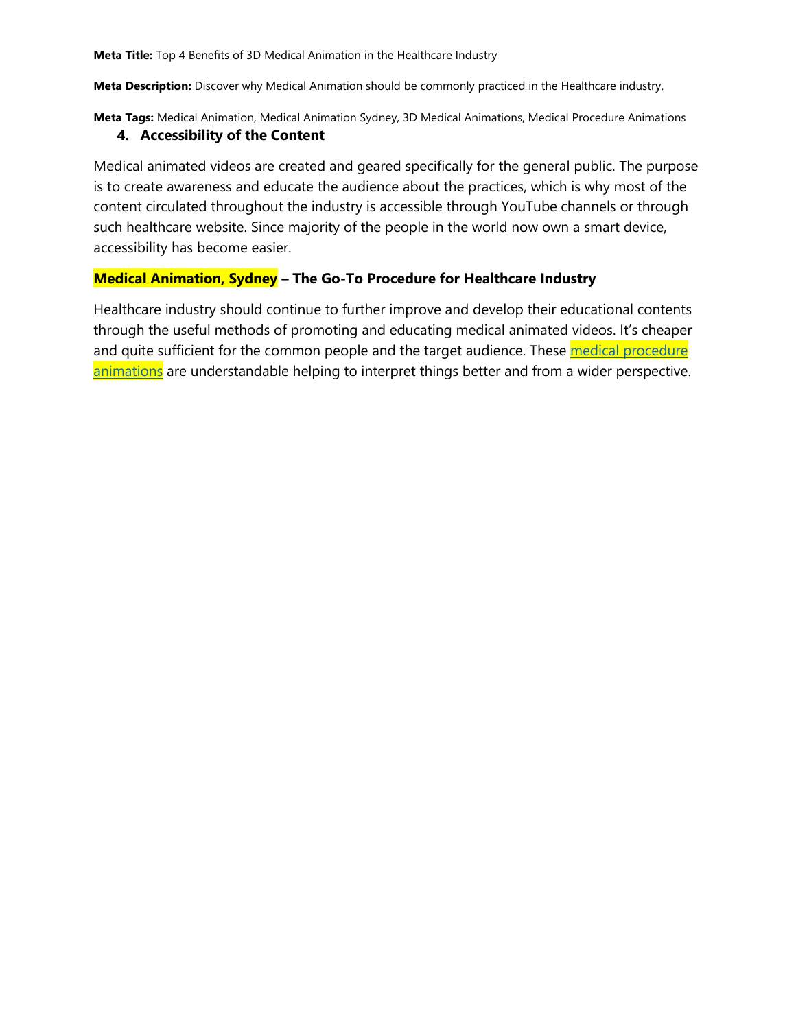**Meta Title:** Top 4 Benefits of 3D Medical Animation in the Healthcare Industry

**Meta Description:** Discover why Medical Animation should be commonly practiced in the Healthcare industry.

**Meta Tags:** Medical Animation, Medical Animation Sydney, 3D Medical Animations, Medical Procedure Animations

### 4. Accessibility of the Content

Medical animated videos are created and geared specifically for the general public. The purpose is to create awareness and educate the audience about the practices, which is why most of the content circulated throughout the industry is accessible through YouTube channels or through such healthcare website. Since majority of the people in the world now own a smart device, accessibility has become easier.

### Medical Animation, Sydney – The Go-To Procedure for Healthcare Industry

Healthcare industry should continue to further improve and develop their educational contents through the useful methods of promoting and educating medical animated videos. It's cheaper and quite sufficient for the common people and the target audience. These medical procedure animations are understandable helping to interpret things better and from a wider perspective.